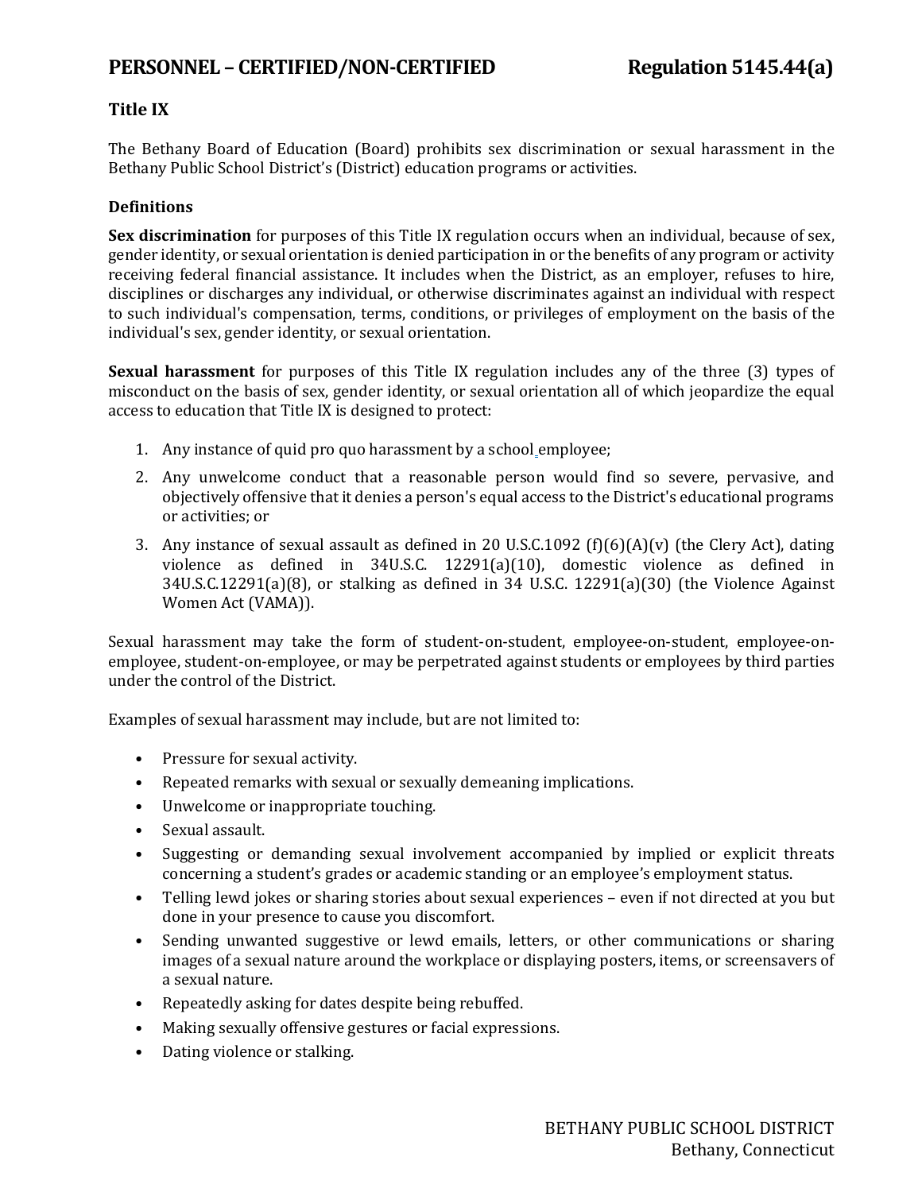# PERSONNEL – CERTIFIED/NON-CERTIFIED Regulation 5145.44(a)

## Title IX

The Bethany Board of Education (Board) prohibits sex discrimination or sexual harassment in the Bethany Public School District's (District) education programs or activities.

### Definitions

**Sex discrimination** for purposes of this Title IX regulation occurs when an individual, because of sex, gender identity, or sexual orientation is denied participation in or the benefits of any program or activity receiving federal financial assistance. It includes when the District, as an employer, refuses to hire, disciplines or discharges any individual, or otherwise discriminates against an individual with respect to such individual's compensation, terms, conditions, or privileges of employment on the basis of the individual's sex, gender identity, or sexual orientation.

**Sexual harassment** for purposes of this Title IX regulation includes any of the three (3) types of misconduct on the basis of sex, gender identity, or sexual orientation all of which jeopardize the equal access to education that Title IX is designed to protect:

1. Any instance of quid pro quo harassment by a school employee;
2. Any unwelcome conduct that a reasonable person would find so severe, pervasive, and objectively offensive that it denies a person's equal access to the District's educational programs or activities; or
3. Any instance of sexual assault as defined in 20 U.S.C.1092 (f)(6)(A)(v) (the Clery Act), dating violence as defined in 34U.S.C. 12291(a)(10), domestic violence as defined in 34U.S.C.12291(a)(8), or stalking as defined in 34 U.S.C. 12291(a)(30) (the Violence Against Women Act (VAMA)).

Sexual harassment may take the form of student-on-student, employee-on-student, employee-on-employee, student-on-employee, or may be perpetrated against students or employees by third parties under the control of the District.

Examples of sexual harassment may include, but are not limited to:

- Pressure for sexual activity.
- Repeated remarks with sexual or sexually demeaning implications.
- Unwelcome or inappropriate touching.
- Sexual assault.
- Suggesting or demanding sexual involvement accompanied by implied or explicit threats concerning a student's grades or academic standing or an employee's employment status.
- Telling lewd jokes or sharing stories about sexual experiences – even if not directed at you but done in your presence to cause you discomfort.
- Sending unwanted suggestive or lewd emails, letters, or other communications or sharing images of a sexual nature around the workplace or displaying posters, items, or screensavers of a sexual nature.
- Repeatedly asking for dates despite being rebuffed.
- Making sexually offensive gestures or facial expressions.
- Dating violence or stalking.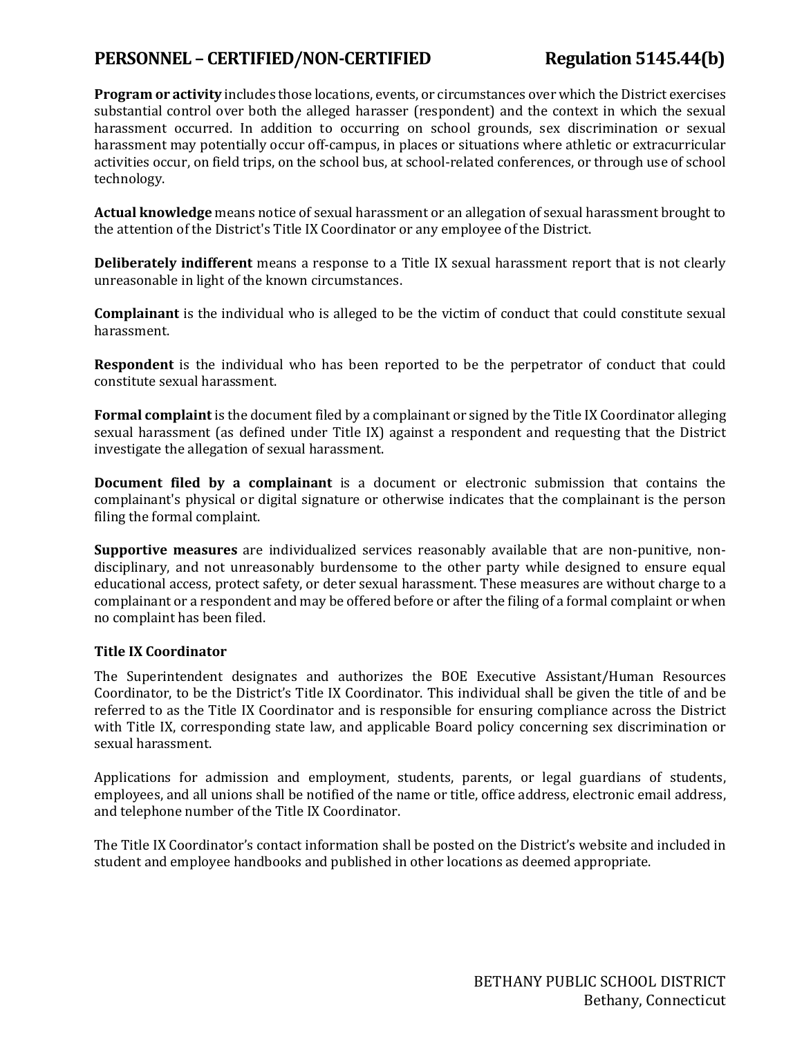**Program or activity** includes those locations, events, or circumstances over which the District exercises substantial control over both the alleged harasser (respondent) and the context in which the sexual harassment occurred. In addition to occurring on school grounds, sex discrimination or sexual harassment may potentially occur off-campus, in places or situations where athletic or extracurricular activities occur, on field trips, on the school bus, at school-related conferences, or through use of school technology.

**Actual knowledge** means notice of sexual harassment or an allegation of sexual harassment brought to the attention of the District's Title IX Coordinator or any employee of the District.

**Deliberately indifferent** means a response to a Title IX sexual harassment report that is not clearly unreasonable in light of the known circumstances.

**Complainant** is the individual who is alleged to be the victim of conduct that could constitute sexual harassment.

**Respondent** is the individual who has been reported to be the perpetrator of conduct that could constitute sexual harassment.

**Formal complaint** is the document filed by a complainant or signed by the Title IX Coordinator alleging sexual harassment (as defined under Title IX) against a respondent and requesting that the District investigate the allegation of sexual harassment.

**Document filed by a complainant** is a document or electronic submission that contains the complainant's physical or digital signature or otherwise indicates that the complainant is the person filing the formal complaint.

**Supportive measures** are individualized services reasonably available that are non-punitive, non-disciplinary, and not unreasonably burdensome to the other party while designed to ensure equal educational access, protect safety, or deter sexual harassment. These measures are without charge to a complainant or a respondent and may be offered before or after the filing of a formal complaint or when no complaint has been filed.

### Title IX Coordinator

The Superintendent designates and authorizes the BOE Executive Assistant/Human Resources Coordinator, to be the District's Title IX Coordinator. This individual shall be given the title of and be referred to as the Title IX Coordinator and is responsible for ensuring compliance across the District with Title IX, corresponding state law, and applicable Board policy concerning sex discrimination or sexual harassment.

Applications for admission and employment, students, parents, or legal guardians of students, employees, and all unions shall be notified of the name or title, office address, electronic email address, and telephone number of the Title IX Coordinator.

The Title IX Coordinator's contact information shall be posted on the District's website and included in student and employee handbooks and published in other locations as deemed appropriate.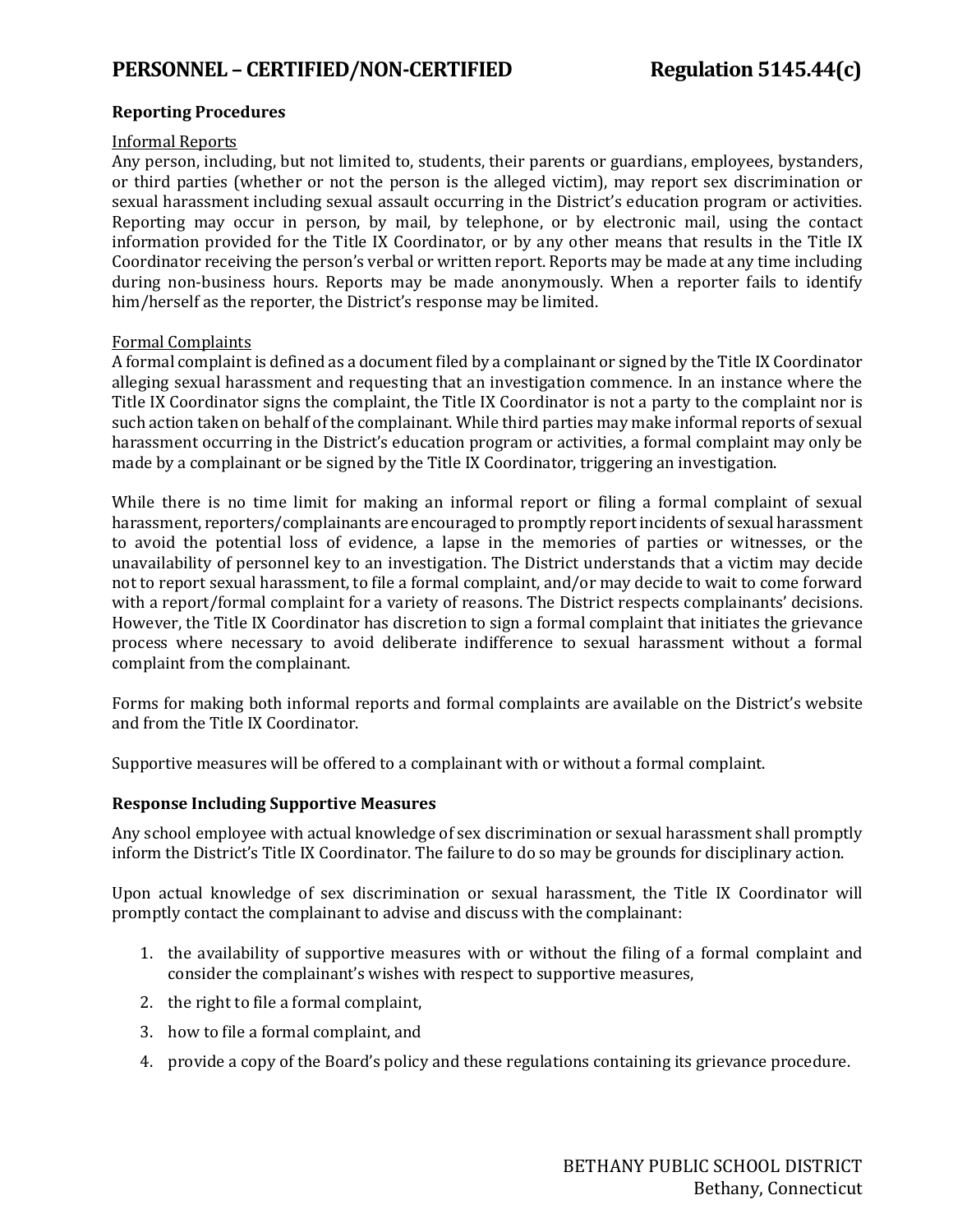### Reporting Procedures

Informal Reports

Any person, including, but not limited to, students, their parents or guardians, employees, bystanders, or third parties (whether or not the person is the alleged victim), may report sex discrimination or sexual harassment including sexual assault occurring in the District's education program or activities. Reporting may occur in person, by mail, by telephone, or by electronic mail, using the contact information provided for the Title IX Coordinator, or by any other means that results in the Title IX Coordinator receiving the person's verbal or written report. Reports may be made at any time including during non-business hours. Reports may be made anonymously. When a reporter fails to identify him/herself as the reporter, the District's response may be limited.

Formal Complaints

A formal complaint is defined as a document filed by a complainant or signed by the Title IX Coordinator alleging sexual harassment and requesting that an investigation commence. In an instance where the Title IX Coordinator signs the complaint, the Title IX Coordinator is not a party to the complaint nor is such action taken on behalf of the complainant. While third parties may make informal reports of sexual harassment occurring in the District's education program or activities, a formal complaint may only be made by a complainant or be signed by the Title IX Coordinator, triggering an investigation.

While there is no time limit for making an informal report or filing a formal complaint of sexual harassment, reporters/complainants are encouraged to promptly report incidents of sexual harassment to avoid the potential loss of evidence, a lapse in the memories of parties or witnesses, or the unavailability of personnel key to an investigation. The District understands that a victim may decide not to report sexual harassment, to file a formal complaint, and/or may decide to wait to come forward with a report/formal complaint for a variety of reasons. The District respects complainants' decisions. However, the Title IX Coordinator has discretion to sign a formal complaint that initiates the grievance process where necessary to avoid deliberate indifference to sexual harassment without a formal complaint from the complainant.

Forms for making both informal reports and formal complaints are available on the District's website and from the Title IX Coordinator.

Supportive measures will be offered to a complainant with or without a formal complaint.

### Response Including Supportive Measures

Any school employee with actual knowledge of sex discrimination or sexual harassment shall promptly inform the District's Title IX Coordinator. The failure to do so may be grounds for disciplinary action.

Upon actual knowledge of sex discrimination or sexual harassment, the Title IX Coordinator will promptly contact the complainant to advise and discuss with the complainant:

1. the availability of supportive measures with or without the filing of a formal complaint and consider the complainant's wishes with respect to supportive measures,
2. the right to file a formal complaint,
3. how to file a formal complaint, and
4. provide a copy of the Board's policy and these regulations containing its grievance procedure.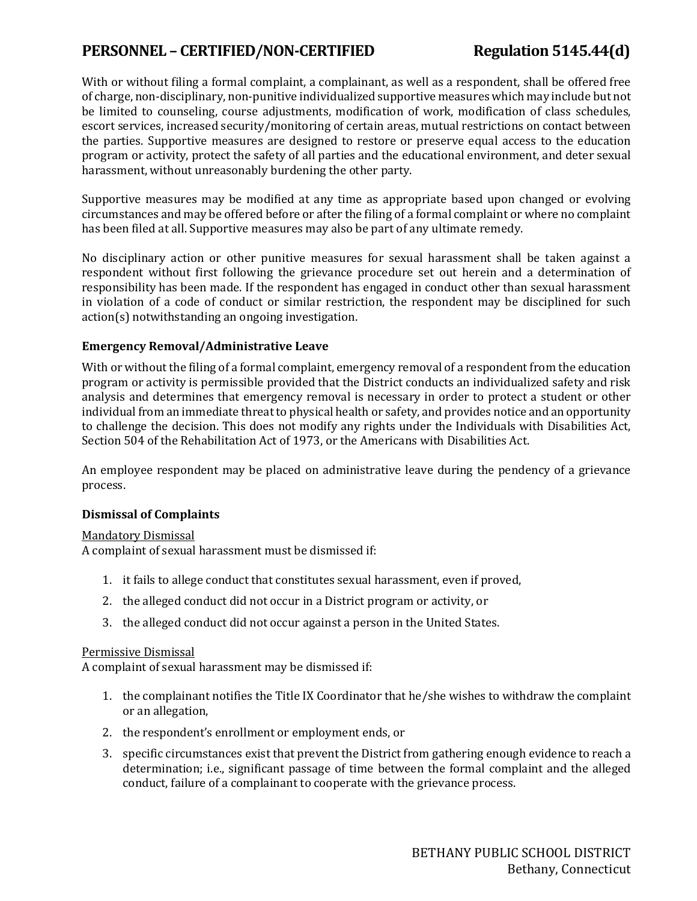With or without filing a formal complaint, a complainant, as well as a respondent, shall be offered free of charge, non-disciplinary, non-punitive individualized supportive measures which may include but not be limited to counseling, course adjustments, modification of work, modification of class schedules, escort services, increased security/monitoring of certain areas, mutual restrictions on contact between the parties. Supportive measures are designed to restore or preserve equal access to the education program or activity, protect the safety of all parties and the educational environment, and deter sexual harassment, without unreasonably burdening the other party.

Supportive measures may be modified at any time as appropriate based upon changed or evolving circumstances and may be offered before or after the filing of a formal complaint or where no complaint has been filed at all. Supportive measures may also be part of any ultimate remedy.

No disciplinary action or other punitive measures for sexual harassment shall be taken against a respondent without first following the grievance procedure set out herein and a determination of responsibility has been made. If the respondent has engaged in conduct other than sexual harassment in violation of a code of conduct or similar restriction, the respondent may be disciplined for such action(s) notwithstanding an ongoing investigation.

**Emergency Removal/Administrative Leave**

With or without the filing of a formal complaint, emergency removal of a respondent from the education program or activity is permissible provided that the District conducts an individualized safety and risk analysis and determines that emergency removal is necessary in order to protect a student or other individual from an immediate threat to physical health or safety, and provides notice and an opportunity to challenge the decision. This does not modify any rights under the Individuals with Disabilities Act, Section 504 of the Rehabilitation Act of 1973, or the Americans with Disabilities Act.

An employee respondent may be placed on administrative leave during the pendency of a grievance process.

**Dismissal of Complaints**

<u>Mandatory Dismissal</u>
A complaint of sexual harassment must be dismissed if:

1. it fails to allege conduct that constitutes sexual harassment, even if proved,
2. the alleged conduct did not occur in a District program or activity, or
3. the alleged conduct did not occur against a person in the United States.

<u>Permissive Dismissal</u>
A complaint of sexual harassment may be dismissed if:

1. the complainant notifies the Title IX Coordinator that he/she wishes to withdraw the complaint or an allegation,
2. the respondent's enrollment or employment ends, or
3. specific circumstances exist that prevent the District from gathering enough evidence to reach a determination; i.e., significant passage of time between the formal complaint and the alleged conduct, failure of a complainant to cooperate with the grievance process.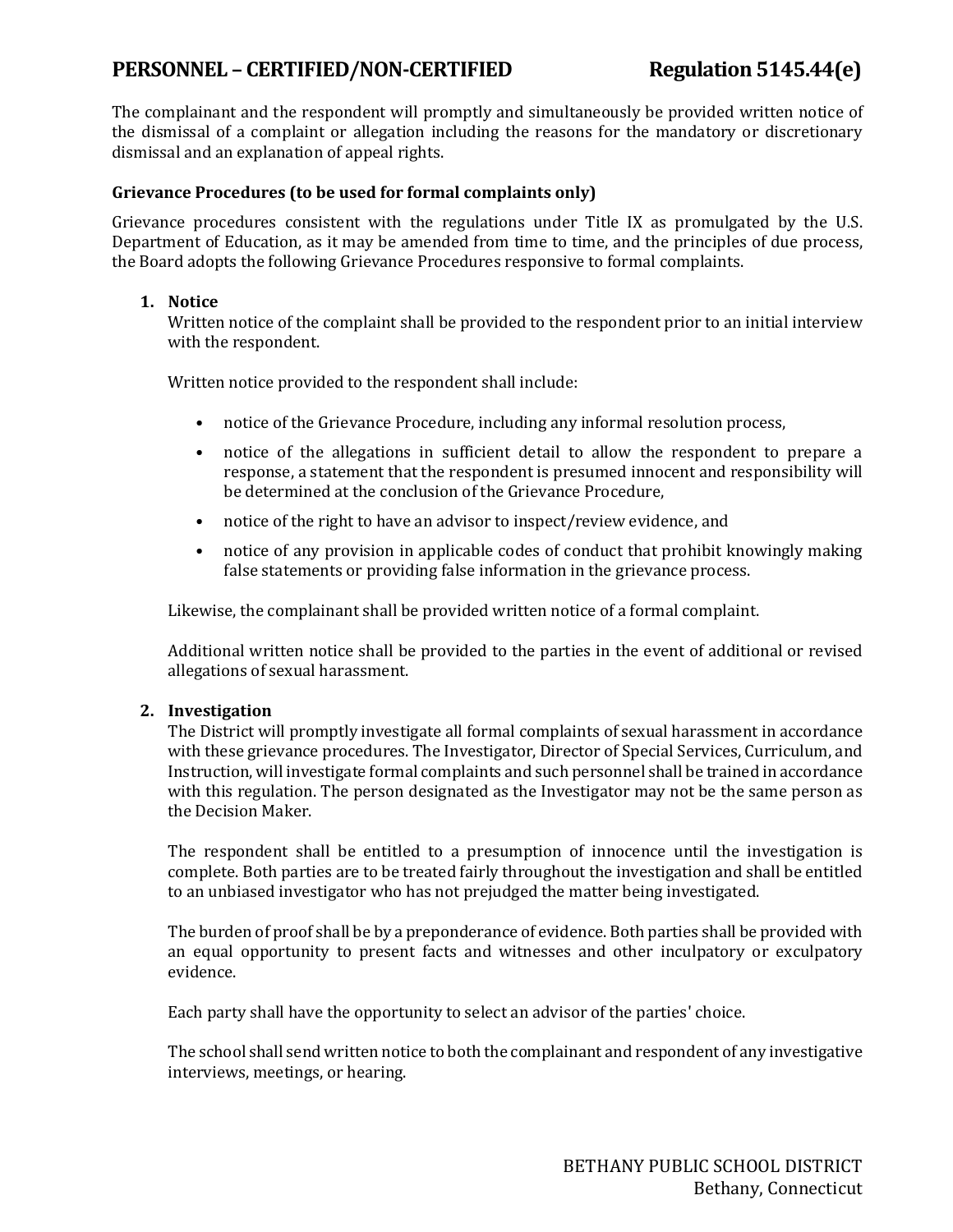The complainant and the respondent will promptly and simultaneously be provided written notice of the dismissal of a complaint or allegation including the reasons for the mandatory or discretionary dismissal and an explanation of appeal rights.

### Grievance Procedures (to be used for formal complaints only)

Grievance procedures consistent with the regulations under Title IX as promulgated by the U.S. Department of Education, as it may be amended from time to time, and the principles of due process, the Board adopts the following Grievance Procedures responsive to formal complaints.

1. **Notice**
   Written notice of the complaint shall be provided to the respondent prior to an initial interview with the respondent.

   Written notice provided to the respondent shall include:

   - notice of the Grievance Procedure, including any informal resolution process,
   - notice of the allegations in sufficient detail to allow the respondent to prepare a response, a statement that the respondent is presumed innocent and responsibility will be determined at the conclusion of the Grievance Procedure,
   - notice of the right to have an advisor to inspect/review evidence, and
   - notice of any provision in applicable codes of conduct that prohibit knowingly making false statements or providing false information in the grievance process.

   Likewise, the complainant shall be provided written notice of a formal complaint.

   Additional written notice shall be provided to the parties in the event of additional or revised allegations of sexual harassment.

2. **Investigation**
   The District will promptly investigate all formal complaints of sexual harassment in accordance with these grievance procedures. The Investigator, Director of Special Services, Curriculum, and Instruction, will investigate formal complaints and such personnel shall be trained in accordance with this regulation. The person designated as the Investigator may not be the same person as the Decision Maker.

   The respondent shall be entitled to a presumption of innocence until the investigation is complete. Both parties are to be treated fairly throughout the investigation and shall be entitled to an unbiased investigator who has not prejudged the matter being investigated.

   The burden of proof shall be by a preponderance of evidence. Both parties shall be provided with an equal opportunity to present facts and witnesses and other inculpatory or exculpatory evidence.

   Each party shall have the opportunity to select an advisor of the parties' choice.

   The school shall send written notice to both the complainant and respondent of any investigative interviews, meetings, or hearing.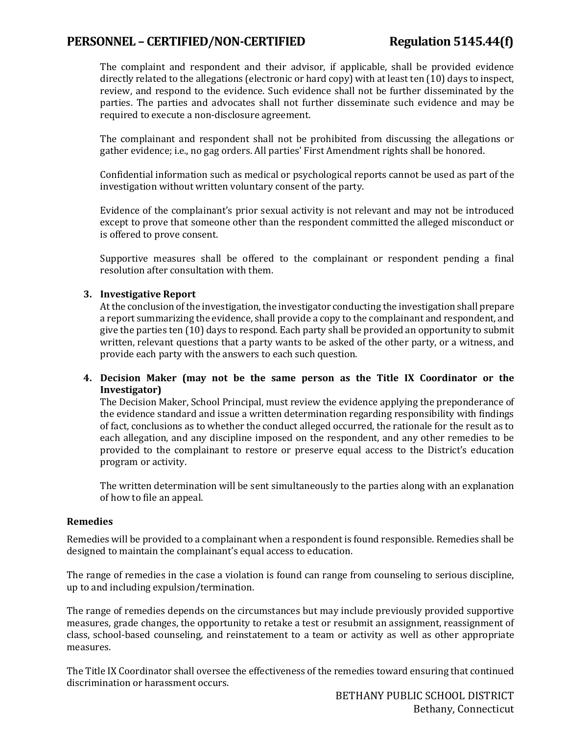The complaint and respondent and their advisor, if applicable, shall be provided evidence directly related to the allegations (electronic or hard copy) with at least ten (10) days to inspect, review, and respond to the evidence. Such evidence shall not be further disseminated by the parties. The parties and advocates shall not further disseminate such evidence and may be required to execute a non-disclosure agreement.

The complainant and respondent shall not be prohibited from discussing the allegations or gather evidence; i.e., no gag orders. All parties' First Amendment rights shall be honored.

Confidential information such as medical or psychological reports cannot be used as part of the investigation without written voluntary consent of the party.

Evidence of the complainant's prior sexual activity is not relevant and may not be introduced except to prove that someone other than the respondent committed the alleged misconduct or is offered to prove consent.

Supportive measures shall be offered to the complainant or respondent pending a final resolution after consultation with them.

3. **Investigative Report**
   At the conclusion of the investigation, the investigator conducting the investigation shall prepare a report summarizing the evidence, shall provide a copy to the complainant and respondent, and give the parties ten (10) days to respond. Each party shall be provided an opportunity to submit written, relevant questions that a party wants to be asked of the other party, or a witness, and provide each party with the answers to each such question.

4. **Decision Maker (may not be the same person as the Title IX Coordinator or the Investigator)**
   The Decision Maker, School Principal, must review the evidence applying the preponderance of the evidence standard and issue a written determination regarding responsibility with findings of fact, conclusions as to whether the conduct alleged occurred, the rationale for the result as to each allegation, and any discipline imposed on the respondent, and any other remedies to be provided to the complainant to restore or preserve equal access to the District's education program or activity.

   The written determination will be sent simultaneously to the parties along with an explanation of how to file an appeal.

**Remedies**

Remedies will be provided to a complainant when a respondent is found responsible. Remedies shall be designed to maintain the complainant's equal access to education.

The range of remedies in the case a violation is found can range from counseling to serious discipline, up to and including expulsion/termination.

The range of remedies depends on the circumstances but may include previously provided supportive measures, grade changes, the opportunity to retake a test or resubmit an assignment, reassignment of class, school-based counseling, and reinstatement to a team or activity as well as other appropriate measures.

The Title IX Coordinator shall oversee the effectiveness of the remedies toward ensuring that continued discrimination or harassment occurs.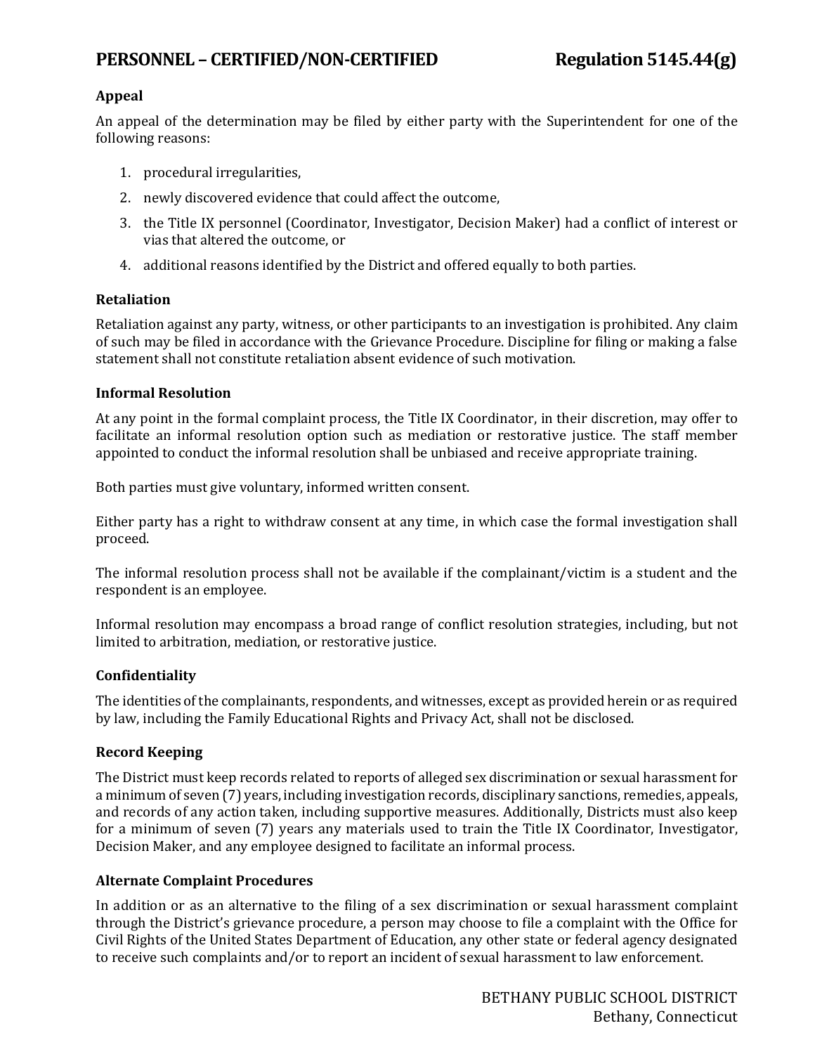### Appeal

An appeal of the determination may be filed by either party with the Superintendent for one of the following reasons:

1. procedural irregularities,
2. newly discovered evidence that could affect the outcome,
3. the Title IX personnel (Coordinator, Investigator, Decision Maker) had a conflict of interest or vias that altered the outcome, or
4. additional reasons identified by the District and offered equally to both parties.

### Retaliation

Retaliation against any party, witness, or other participants to an investigation is prohibited. Any claim of such may be filed in accordance with the Grievance Procedure. Discipline for filing or making a false statement shall not constitute retaliation absent evidence of such motivation.

### Informal Resolution

At any point in the formal complaint process, the Title IX Coordinator, in their discretion, may offer to facilitate an informal resolution option such as mediation or restorative justice. The staff member appointed to conduct the informal resolution shall be unbiased and receive appropriate training.

Both parties must give voluntary, informed written consent.

Either party has a right to withdraw consent at any time, in which case the formal investigation shall proceed.

The informal resolution process shall not be available if the complainant/victim is a student and the respondent is an employee.

Informal resolution may encompass a broad range of conflict resolution strategies, including, but not limited to arbitration, mediation, or restorative justice.

### Confidentiality

The identities of the complainants, respondents, and witnesses, except as provided herein or as required by law, including the Family Educational Rights and Privacy Act, shall not be disclosed.

### Record Keeping

The District must keep records related to reports of alleged sex discrimination or sexual harassment for a minimum of seven (7) years, including investigation records, disciplinary sanctions, remedies, appeals, and records of any action taken, including supportive measures. Additionally, Districts must also keep for a minimum of seven (7) years any materials used to train the Title IX Coordinator, Investigator, Decision Maker, and any employee designed to facilitate an informal process.

### Alternate Complaint Procedures

In addition or as an alternative to the filing of a sex discrimination or sexual harassment complaint through the District's grievance procedure, a person may choose to file a complaint with the Office for Civil Rights of the United States Department of Education, any other state or federal agency designated to receive such complaints and/or to report an incident of sexual harassment to law enforcement.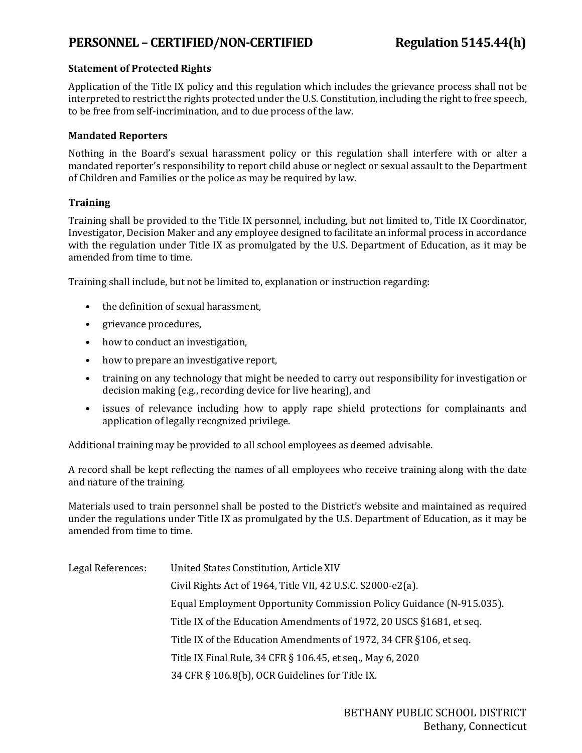**PERSONNEL – CERTIFIED/NON-CERTIFIED** **Regulation 5145.44(h)**

**Statement of Protected Rights**

Application of the Title IX policy and this regulation which includes the grievance process shall not be interpreted to restrict the rights protected under the U.S. Constitution, including the right to free speech, to be free from self-incrimination, and to due process of the law.

**Mandated Reporters**

Nothing in the Board's sexual harassment policy or this regulation shall interfere with or alter a mandated reporter's responsibility to report child abuse or neglect or sexual assault to the Department of Children and Families or the police as may be required by law.

**Training**

Training shall be provided to the Title IX personnel, including, but not limited to, Title IX Coordinator, Investigator, Decision Maker and any employee designed to facilitate an informal process in accordance with the regulation under Title IX as promulgated by the U.S. Department of Education, as it may be amended from time to time.

Training shall include, but not be limited to, explanation or instruction regarding:

- the definition of sexual harassment,
- grievance procedures,
- how to conduct an investigation,
- how to prepare an investigative report,
- training on any technology that might be needed to carry out responsibility for investigation or decision making (e.g., recording device for live hearing), and
- issues of relevance including how to apply rape shield protections for complainants and application of legally recognized privilege.

Additional training may be provided to all school employees as deemed advisable.

A record shall be kept reflecting the names of all employees who receive training along with the date and nature of the training.

Materials used to train personnel shall be posted to the District's website and maintained as required under the regulations under Title IX as promulgated by the U.S. Department of Education, as it may be amended from time to time.

Legal References:
- United States Constitution, Article XIV
- Civil Rights Act of 1964, Title VII, 42 U.S.C. S2000-e2(a).
- Equal Employment Opportunity Commission Policy Guidance (N-915.035).
- Title IX of the Education Amendments of 1972, 20 USCS §1681, et seq.
- Title IX of the Education Amendments of 1972, 34 CFR §106, et seq.
- Title IX Final Rule, 34 CFR § 106.45, et seq., May 6, 2020
- 34 CFR § 106.8(b), OCR Guidelines for Title IX.

BETHANY PUBLIC SCHOOL DISTRICT
Bethany, Connecticut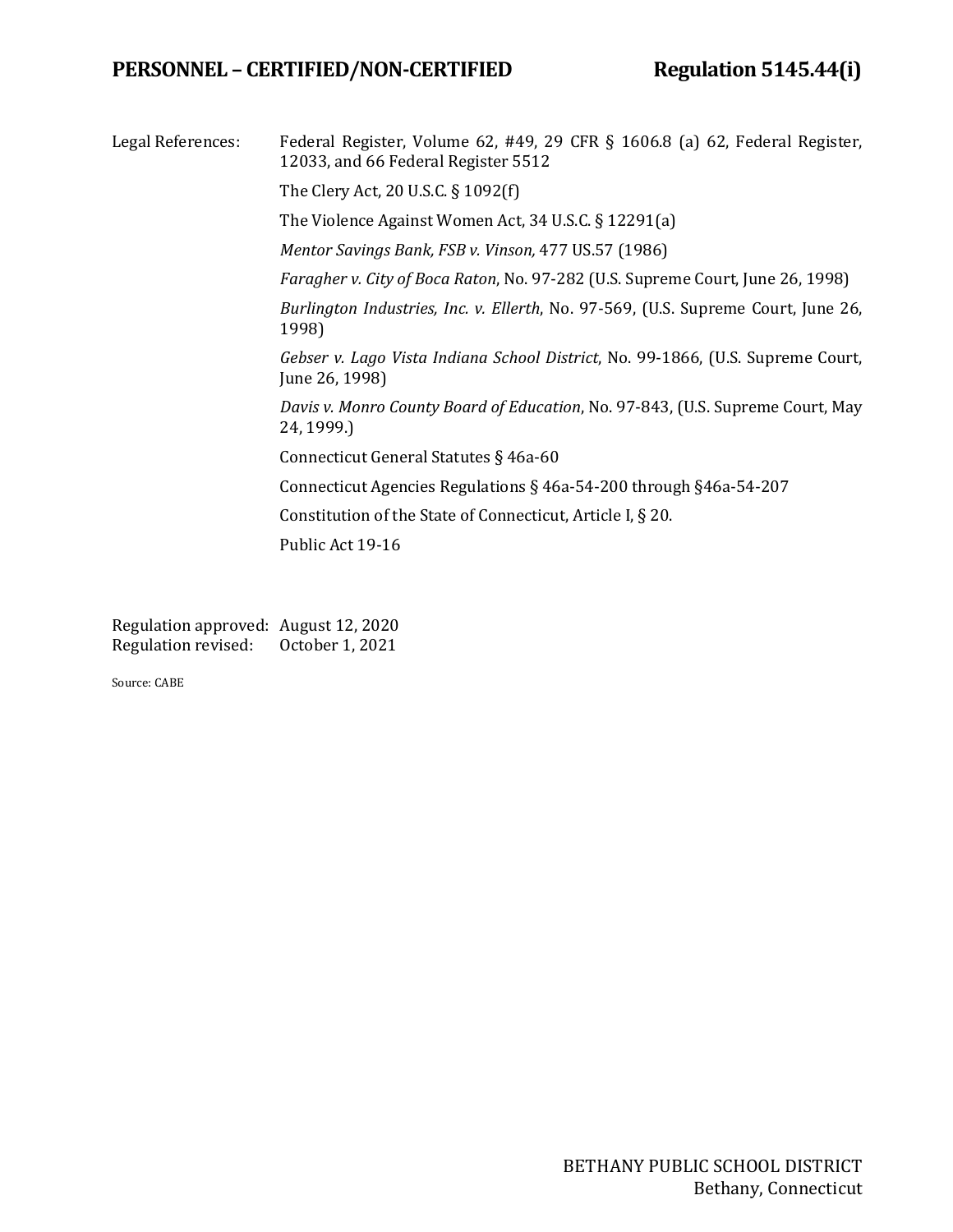Legal References:

Federal Register, Volume 62, #49, 29 CFR § 1606.8 (a) 62, Federal Register, 12033, and 66 Federal Register 5512

The Clery Act, 20 U.S.C. § 1092(f)

The Violence Against Women Act, 34 U.S.C. § 12291(a)

*Mentor Savings Bank, FSB v. Vinson,* 477 US.57 (1986)

*Faragher v. City of Boca Raton*, No. 97-282 (U.S. Supreme Court, June 26, 1998)

*Burlington Industries, Inc. v. Ellerth*, No. 97-569, (U.S. Supreme Court, June 26, 1998)

*Gebser v. Lago Vista Indiana School District*, No. 99-1866, (U.S. Supreme Court, June 26, 1998)

*Davis v. Monro County Board of Education*, No. 97-843, (U.S. Supreme Court, May 24, 1999.)

Connecticut General Statutes § 46a-60

Connecticut Agencies Regulations § 46a-54-200 through §46a-54-207

Constitution of the State of Connecticut, Article I, § 20.

Public Act 19-16

Regulation approved: August 12, 2020
Regulation revised: October 1, 2021

Source: CABE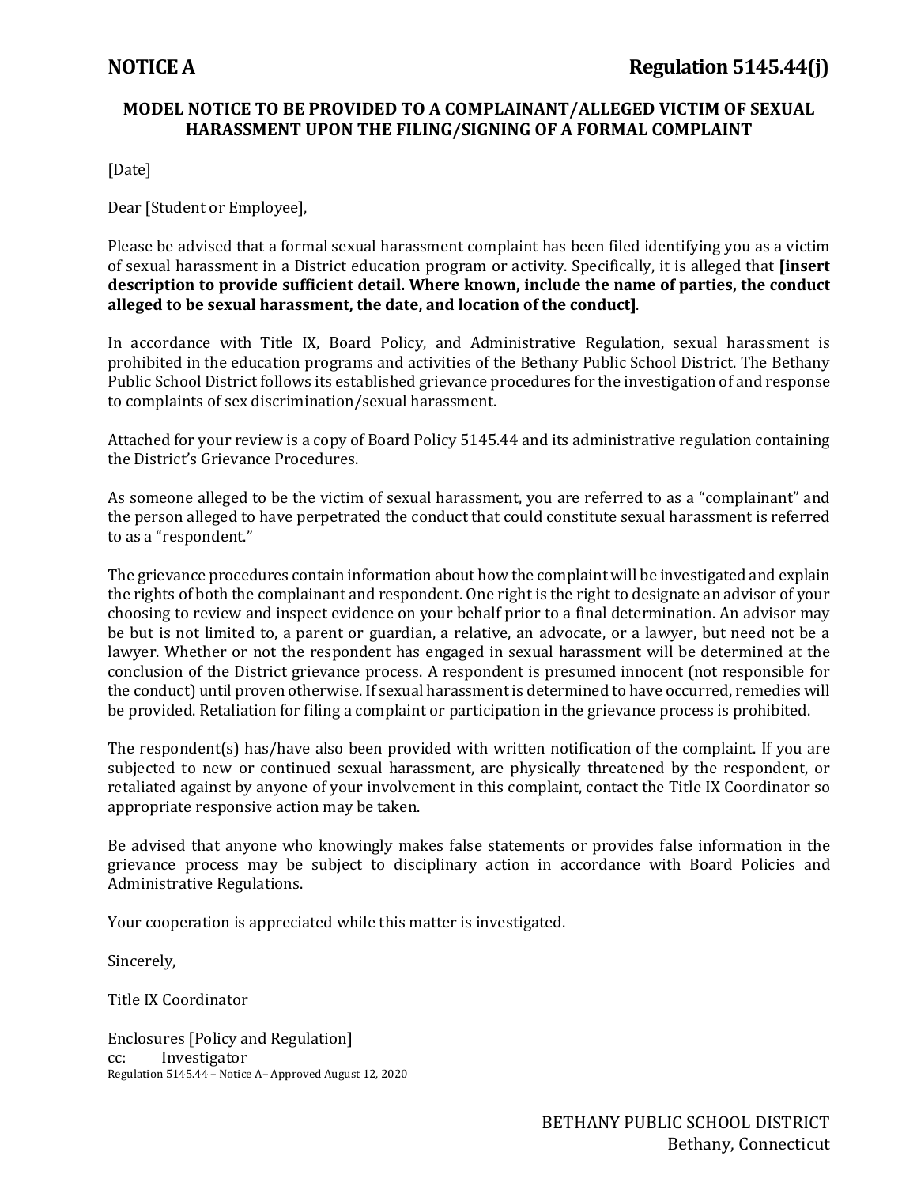**NOTICE A** **Regulation 5145.44(j)**

**MODEL NOTICE TO BE PROVIDED TO A COMPLAINANT/ALLEGED VICTIM OF SEXUAL HARASSMENT UPON THE FILING/SIGNING OF A FORMAL COMPLAINT**

[Date]

Dear [Student or Employee],

Please be advised that a formal sexual harassment complaint has been filed identifying you as a victim of sexual harassment in a District education program or activity. Specifically, it is alleged that **[insert description to provide sufficient detail. Where known, include the name of parties, the conduct alleged to be sexual harassment, the date, and location of the conduct]**.

In accordance with Title IX, Board Policy, and Administrative Regulation, sexual harassment is prohibited in the education programs and activities of the Bethany Public School District. The Bethany Public School District follows its established grievance procedures for the investigation of and response to complaints of sex discrimination/sexual harassment.

Attached for your review is a copy of Board Policy 5145.44 and its administrative regulation containing the District's Grievance Procedures.

As someone alleged to be the victim of sexual harassment, you are referred to as a "complainant" and the person alleged to have perpetrated the conduct that could constitute sexual harassment is referred to as a "respondent."

The grievance procedures contain information about how the complaint will be investigated and explain the rights of both the complainant and respondent. One right is the right to designate an advisor of your choosing to review and inspect evidence on your behalf prior to a final determination. An advisor may be but is not limited to, a parent or guardian, a relative, an advocate, or a lawyer, but need not be a lawyer. Whether or not the respondent has engaged in sexual harassment will be determined at the conclusion of the District grievance process. A respondent is presumed innocent (not responsible for the conduct) until proven otherwise. If sexual harassment is determined to have occurred, remedies will be provided. Retaliation for filing a complaint or participation in the grievance process is prohibited.

The respondent(s) has/have also been provided with written notification of the complaint. If you are subjected to new or continued sexual harassment, are physically threatened by the respondent, or retaliated against by anyone of your involvement in this complaint, contact the Title IX Coordinator so appropriate responsive action may be taken.

Be advised that anyone who knowingly makes false statements or provides false information in the grievance process may be subject to disciplinary action in accordance with Board Policies and Administrative Regulations.

Your cooperation is appreciated while this matter is investigated.

Sincerely,

Title IX Coordinator

Enclosures [Policy and Regulation]
cc: Investigator

Regulation 5145.44 – Notice A– Approved August 12, 2020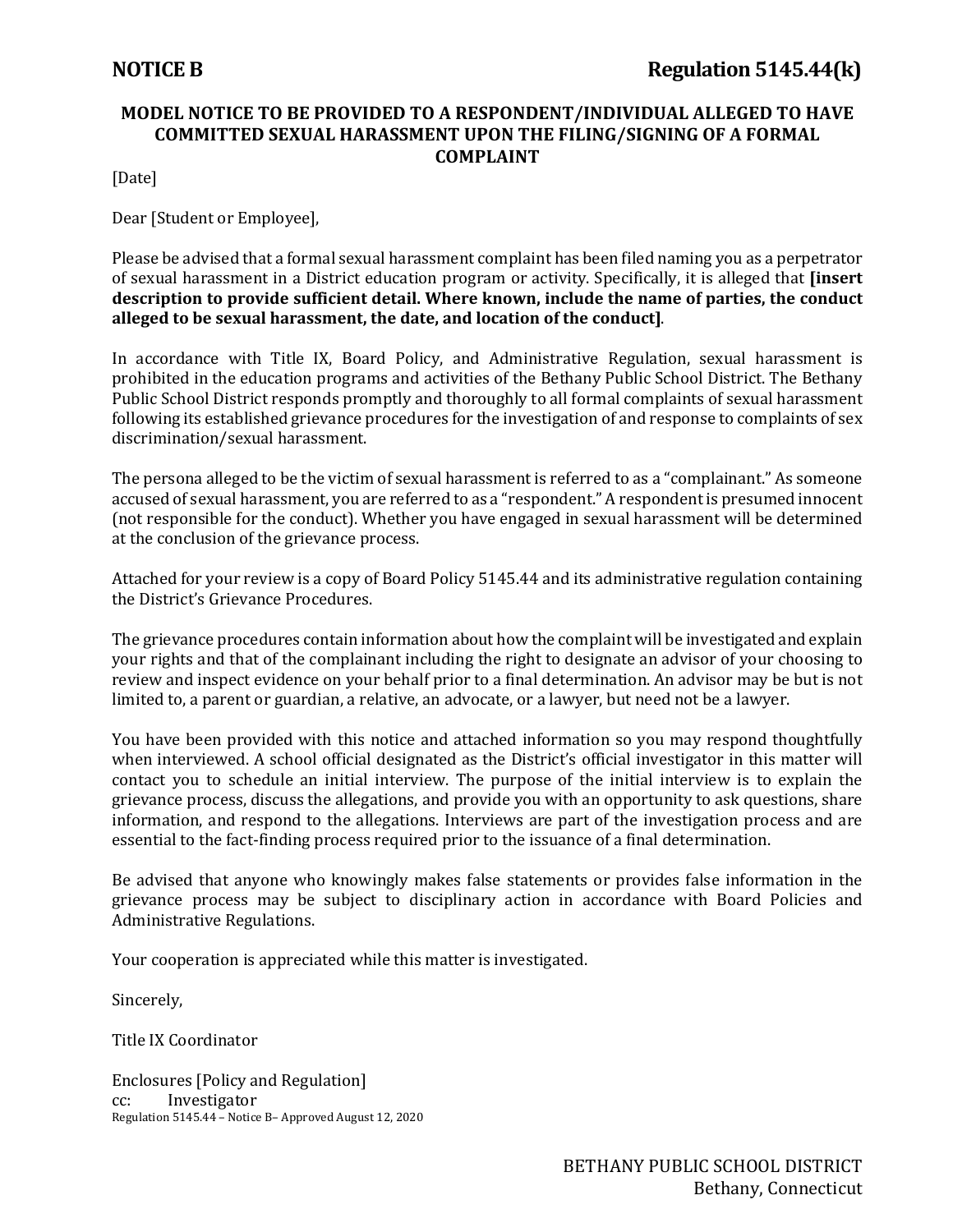**NOTICE B** **Regulation 5145.44(k)**

## MODEL NOTICE TO BE PROVIDED TO A RESPONDENT/INDIVIDUAL ALLEGED TO HAVE COMMITTED SEXUAL HARASSMENT UPON THE FILING/SIGNING OF A FORMAL COMPLAINT

[Date]

Dear [Student or Employee],

Please be advised that a formal sexual harassment complaint has been filed naming you as a perpetrator of sexual harassment in a District education program or activity. Specifically, it is alleged that **[insert description to provide sufficient detail. Where known, include the name of parties, the conduct alleged to be sexual harassment, the date, and location of the conduct]**.

In accordance with Title IX, Board Policy, and Administrative Regulation, sexual harassment is prohibited in the education programs and activities of the Bethany Public School District. The Bethany Public School District responds promptly and thoroughly to all formal complaints of sexual harassment following its established grievance procedures for the investigation of and response to complaints of sex discrimination/sexual harassment.

The persona alleged to be the victim of sexual harassment is referred to as a "complainant." As someone accused of sexual harassment, you are referred to as a "respondent." A respondent is presumed innocent (not responsible for the conduct). Whether you have engaged in sexual harassment will be determined at the conclusion of the grievance process.

Attached for your review is a copy of Board Policy 5145.44 and its administrative regulation containing the District's Grievance Procedures.

The grievance procedures contain information about how the complaint will be investigated and explain your rights and that of the complainant including the right to designate an advisor of your choosing to review and inspect evidence on your behalf prior to a final determination. An advisor may be but is not limited to, a parent or guardian, a relative, an advocate, or a lawyer, but need not be a lawyer.

You have been provided with this notice and attached information so you may respond thoughtfully when interviewed. A school official designated as the District's official investigator in this matter will contact you to schedule an initial interview. The purpose of the initial interview is to explain the grievance process, discuss the allegations, and provide you with an opportunity to ask questions, share information, and respond to the allegations. Interviews are part of the investigation process and are essential to the fact-finding process required prior to the issuance of a final determination.

Be advised that anyone who knowingly makes false statements or provides false information in the grievance process may be subject to disciplinary action in accordance with Board Policies and Administrative Regulations.

Your cooperation is appreciated while this matter is investigated.

Sincerely,

Title IX Coordinator

Enclosures [Policy and Regulation]
cc: Investigator

Regulation 5145.44 – Notice B– Approved August 12, 2020

BETHANY PUBLIC SCHOOL DISTRICT
Bethany, Connecticut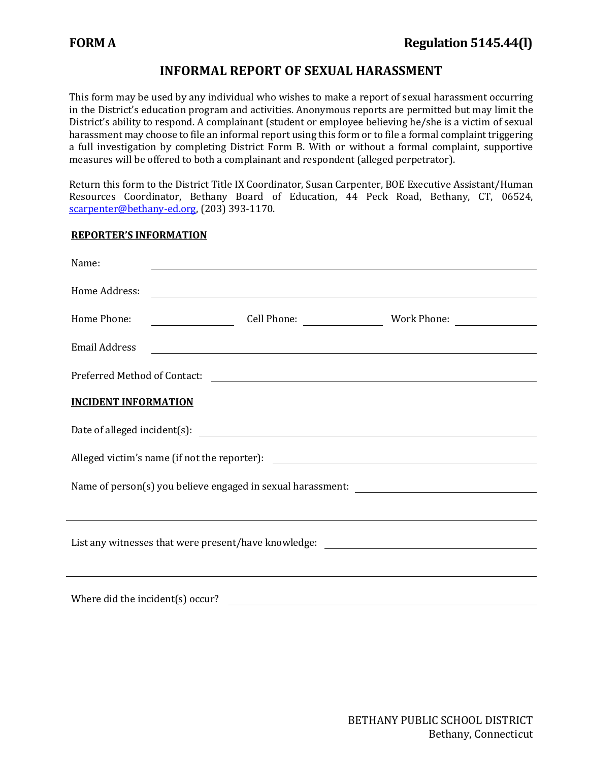**FORM A** **Regulation 5145.44(l)**

# INFORMAL REPORT OF SEXUAL HARASSMENT

This form may be used by any individual who wishes to make a report of sexual harassment occurring in the District's education program and activities. Anonymous reports are permitted but may limit the District's ability to respond. A complainant (student or employee believing he/she is a victim of sexual harassment may choose to file an informal report using this form or to file a formal complaint triggering a full investigation by completing District Form B. With or without a formal complaint, supportive measures will be offered to both a complainant and respondent (alleged perpetrator).

Return this form to the District Title IX Coordinator, Susan Carpenter, BOE Executive Assistant/Human Resources Coordinator, Bethany Board of Education, 44 Peck Road, Bethany, CT, 06524, scarpenter@bethany-ed.org, (203) 393-1170.

**REPORTER'S INFORMATION**

Name: ______________________________

Home Address: ______________________________

Home Phone: ____________ Cell Phone: ____________ Work Phone: ____________

Email Address ______________________________

Preferred Method of Contact: ______________________________

**INCIDENT INFORMATION**

Date of alleged incident(s): ______________________________

Alleged victim's name (if not the reporter): ______________________________

Name of person(s) you believe engaged in sexual harassment: ______________________________

______________________________

List any witnesses that were present/have knowledge: ______________________________

______________________________

Where did the incident(s) occur? ______________________________

BETHANY PUBLIC SCHOOL DISTRICT
Bethany, Connecticut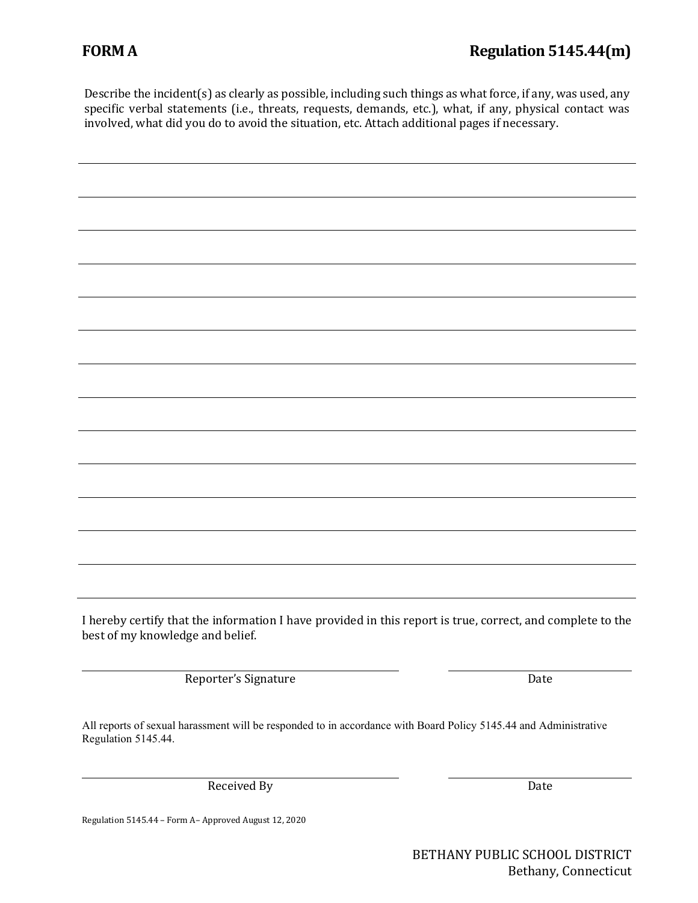**FORM A** **Regulation 5145.44(m)**

Describe the incident(s) as clearly as possible, including such things as what force, if any, was used, any specific verbal statements (i.e., threats, requests, demands, etc.), what, if any, physical contact was involved, what did you do to avoid the situation, etc. Attach additional pages if necessary.

\_\_\_\_\_\_\_\_\_\_\_\_\_\_\_\_\_\_\_\_\_\_\_\_\_\_\_\_\_\_\_\_\_\_\_\_\_\_\_\_\_\_\_\_\_\_\_\_\_\_\_\_\_\_\_\_\_\_\_\_\_\_\_\_\_\_\_\_\_\_

\_\_\_\_\_\_\_\_\_\_\_\_\_\_\_\_\_\_\_\_\_\_\_\_\_\_\_\_\_\_\_\_\_\_\_\_\_\_\_\_\_\_\_\_\_\_\_\_\_\_\_\_\_\_\_\_\_\_\_\_\_\_\_\_\_\_\_\_\_\_

\_\_\_\_\_\_\_\_\_\_\_\_\_\_\_\_\_\_\_\_\_\_\_\_\_\_\_\_\_\_\_\_\_\_\_\_\_\_\_\_\_\_\_\_\_\_\_\_\_\_\_\_\_\_\_\_\_\_\_\_\_\_\_\_\_\_\_\_\_\_

\_\_\_\_\_\_\_\_\_\_\_\_\_\_\_\_\_\_\_\_\_\_\_\_\_\_\_\_\_\_\_\_\_\_\_\_\_\_\_\_\_\_\_\_\_\_\_\_\_\_\_\_\_\_\_\_\_\_\_\_\_\_\_\_\_\_\_\_\_\_

\_\_\_\_\_\_\_\_\_\_\_\_\_\_\_\_\_\_\_\_\_\_\_\_\_\_\_\_\_\_\_\_\_\_\_\_\_\_\_\_\_\_\_\_\_\_\_\_\_\_\_\_\_\_\_\_\_\_\_\_\_\_\_\_\_\_\_\_\_\_

\_\_\_\_\_\_\_\_\_\_\_\_\_\_\_\_\_\_\_\_\_\_\_\_\_\_\_\_\_\_\_\_\_\_\_\_\_\_\_\_\_\_\_\_\_\_\_\_\_\_\_\_\_\_\_\_\_\_\_\_\_\_\_\_\_\_\_\_\_\_

\_\_\_\_\_\_\_\_\_\_\_\_\_\_\_\_\_\_\_\_\_\_\_\_\_\_\_\_\_\_\_\_\_\_\_\_\_\_\_\_\_\_\_\_\_\_\_\_\_\_\_\_\_\_\_\_\_\_\_\_\_\_\_\_\_\_\_\_\_\_

\_\_\_\_\_\_\_\_\_\_\_\_\_\_\_\_\_\_\_\_\_\_\_\_\_\_\_\_\_\_\_\_\_\_\_\_\_\_\_\_\_\_\_\_\_\_\_\_\_\_\_\_\_\_\_\_\_\_\_\_\_\_\_\_\_\_\_\_\_\_

\_\_\_\_\_\_\_\_\_\_\_\_\_\_\_\_\_\_\_\_\_\_\_\_\_\_\_\_\_\_\_\_\_\_\_\_\_\_\_\_\_\_\_\_\_\_\_\_\_\_\_\_\_\_\_\_\_\_\_\_\_\_\_\_\_\_\_\_\_\_

\_\_\_\_\_\_\_\_\_\_\_\_\_\_\_\_\_\_\_\_\_\_\_\_\_\_\_\_\_\_\_\_\_\_\_\_\_\_\_\_\_\_\_\_\_\_\_\_\_\_\_\_\_\_\_\_\_\_\_\_\_\_\_\_\_\_\_\_\_\_

\_\_\_\_\_\_\_\_\_\_\_\_\_\_\_\_\_\_\_\_\_\_\_\_\_\_\_\_\_\_\_\_\_\_\_\_\_\_\_\_\_\_\_\_\_\_\_\_\_\_\_\_\_\_\_\_\_\_\_\_\_\_\_\_\_\_\_\_\_\_

\_\_\_\_\_\_\_\_\_\_\_\_\_\_\_\_\_\_\_\_\_\_\_\_\_\_\_\_\_\_\_\_\_\_\_\_\_\_\_\_\_\_\_\_\_\_\_\_\_\_\_\_\_\_\_\_\_\_\_\_\_\_\_\_\_\_\_\_\_\_

\_\_\_\_\_\_\_\_\_\_\_\_\_\_\_\_\_\_\_\_\_\_\_\_\_\_\_\_\_\_\_\_\_\_\_\_\_\_\_\_\_\_\_\_\_\_\_\_\_\_\_\_\_\_\_\_\_\_\_\_\_\_\_\_\_\_\_\_\_\_

\_\_\_\_\_\_\_\_\_\_\_\_\_\_\_\_\_\_\_\_\_\_\_\_\_\_\_\_\_\_\_\_\_\_\_\_\_\_\_\_\_\_\_\_\_\_\_\_\_\_\_\_\_\_\_\_\_\_\_\_\_\_\_\_\_\_\_\_\_\_

I hereby certify that the information I have provided in this report is true, correct, and complete to the best of my knowledge and belief.

\_\_\_\_\_\_\_\_\_\_\_\_\_\_\_\_\_\_\_\_\_\_\_\_\_\_\_\_\_\_\_\_\_\_\_\_\_\_\_\_ \_\_\_\_\_\_\_\_\_\_\_\_\_\_\_\_\_\_\_\_\_\_\_\_

Reporter's Signature  Date

All reports of sexual harassment will be responded to in accordance with Board Policy 5145.44 and Administrative Regulation 5145.44.

\_\_\_\_\_\_\_\_\_\_\_\_\_\_\_\_\_\_\_\_\_\_\_\_\_\_\_\_\_\_\_\_\_\_\_\_\_\_\_\_ \_\_\_\_\_\_\_\_\_\_\_\_\_\_\_\_\_\_\_\_\_\_\_\_

Received By  Date

Regulation 5145.44 – Form A– Approved August 12, 2020

BETHANY PUBLIC SCHOOL DISTRICT
Bethany, Connecticut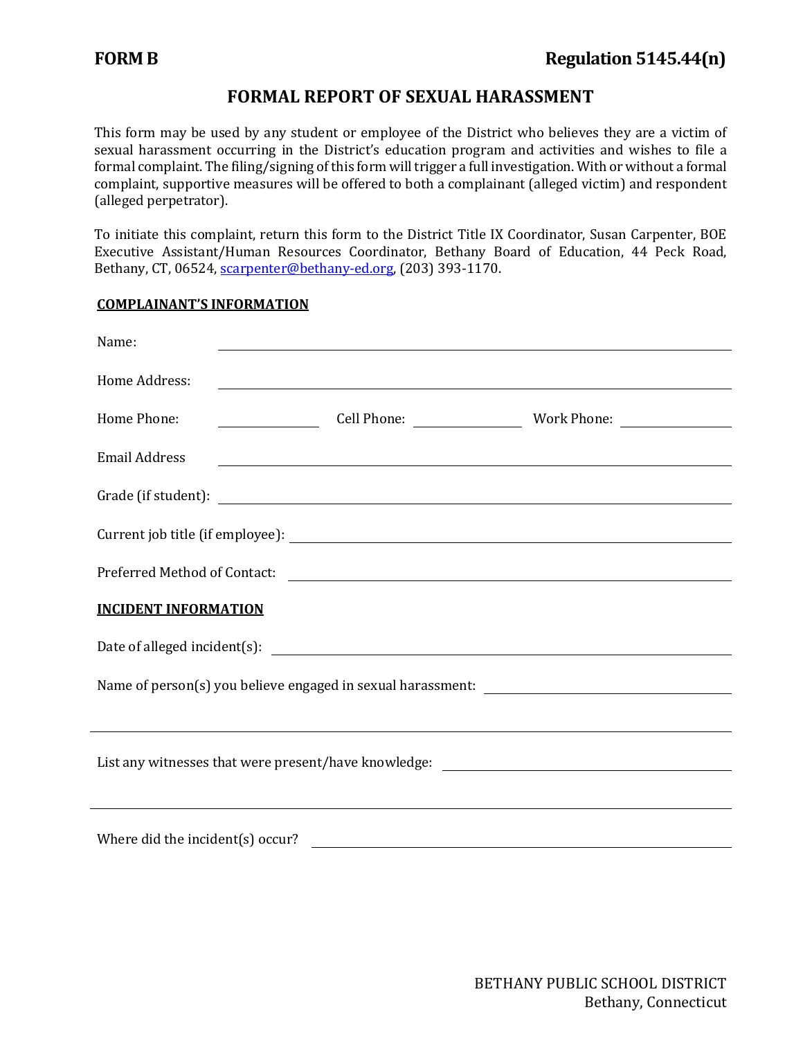**FORM B** **Regulation 5145.44(n)**

# FORMAL REPORT OF SEXUAL HARASSMENT

This form may be used by any student or employee of the District who believes they are a victim of sexual harassment occurring in the District's education program and activities and wishes to file a formal complaint. The filing/signing of this form will trigger a full investigation. With or without a formal complaint, supportive measures will be offered to both a complainant (alleged victim) and respondent (alleged perpetrator).

To initiate this complaint, return this form to the District Title IX Coordinator, Susan Carpenter, BOE Executive Assistant/Human Resources Coordinator, Bethany Board of Education, 44 Peck Road, Bethany, CT, 06524, scarpenter@bethany-ed.org, (203) 393-1170.

**COMPLAINANT'S INFORMATION**

Name: ______________________________________________

Home Address: ______________________________________________

Home Phone: ______________ Cell Phone: ______________ Work Phone: ______________

Email Address ______________________________________________

Grade (if student): ______________________________________________

Current job title (if employee): ______________________________________________

Preferred Method of Contact: ______________________________________________

**INCIDENT INFORMATION**

Date of alleged incident(s): ______________________________________________

Name of person(s) you believe engaged in sexual harassment: ______________________________

______________________________________________

List any witnesses that were present/have knowledge: ______________________________

______________________________________________

Where did the incident(s) occur? ______________________________________________

BETHANY PUBLIC SCHOOL DISTRICT
Bethany, Connecticut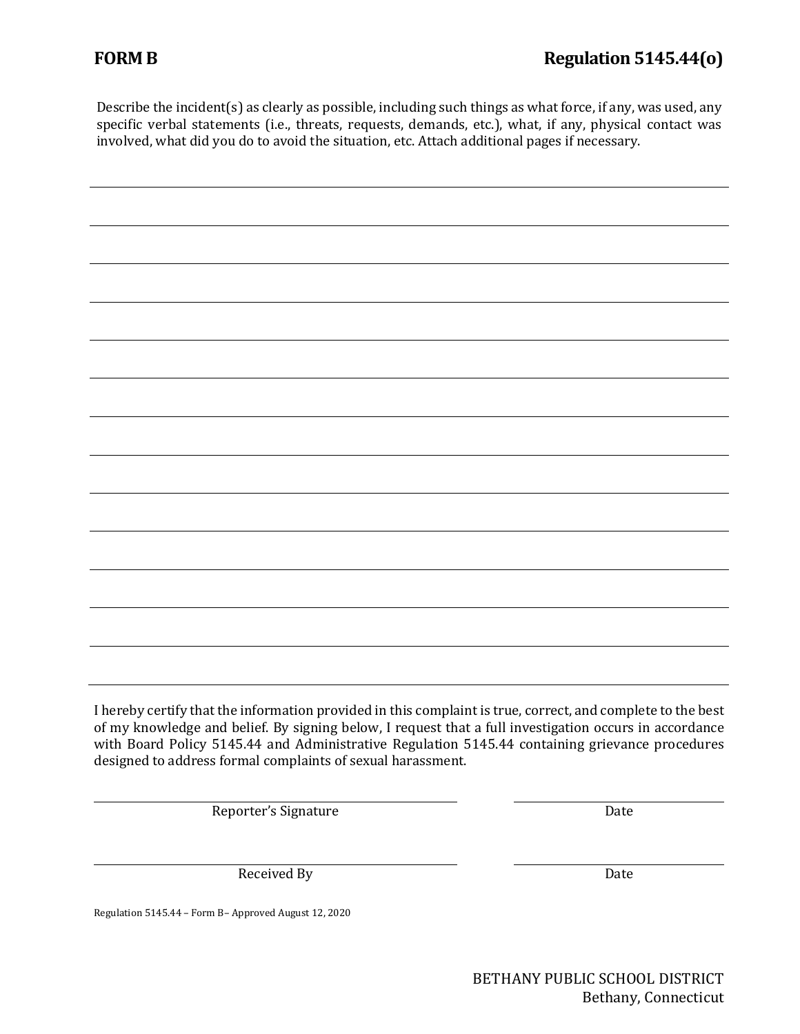**FORM B** **Regulation 5145.44(o)**

Describe the incident(s) as clearly as possible, including such things as what force, if any, was used, any specific verbal statements (i.e., threats, requests, demands, etc.), what, if any, physical contact was involved, what did you do to avoid the situation, etc. Attach additional pages if necessary.

______________________________________________________________________________

______________________________________________________________________________

______________________________________________________________________________

______________________________________________________________________________

______________________________________________________________________________

______________________________________________________________________________

______________________________________________________________________________

______________________________________________________________________________

______________________________________________________________________________

______________________________________________________________________________

______________________________________________________________________________

______________________________________________________________________________

______________________________________________________________________________

I hereby certify that the information provided in this complaint is true, correct, and complete to the best of my knowledge and belief. By signing below, I request that a full investigation occurs in accordance with Board Policy 5145.44 and Administrative Regulation 5145.44 containing grievance procedures designed to address formal complaints of sexual harassment.

______________________________ ______________

Reporter's Signature Date

______________________________ ______________

Received By Date

Regulation 5145.44 – Form B– Approved August 12, 2020

BETHANY PUBLIC SCHOOL DISTRICT
Bethany, Connecticut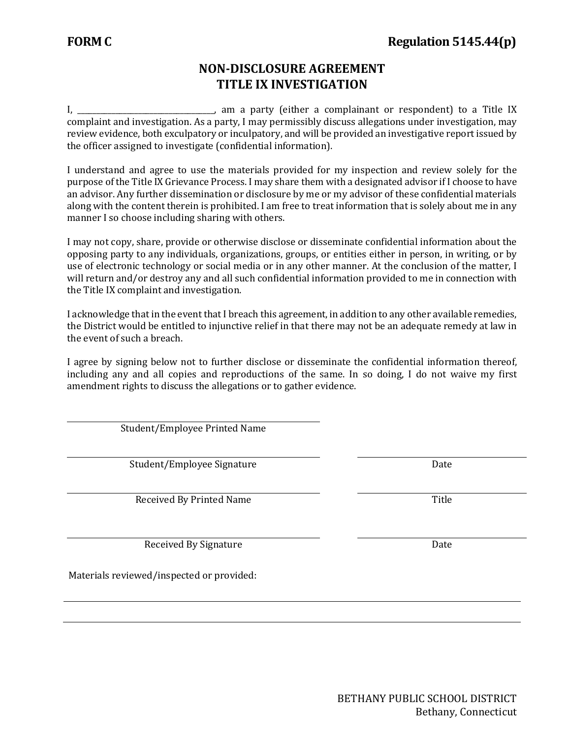**FORM C** **Regulation 5145.44(p)**

# NON-DISCLOSURE AGREEMENT
# TITLE IX INVESTIGATION

I, ______________________________, am a party (either a complainant or respondent) to a Title IX complaint and investigation. As a party, I may permissibly discuss allegations under investigation, may review evidence, both exculpatory or inculpatory, and will be provided an investigative report issued by the officer assigned to investigate (confidential information).

I understand and agree to use the materials provided for my inspection and review solely for the purpose of the Title IX Grievance Process. I may share them with a designated advisor if I choose to have an advisor. Any further dissemination or disclosure by me or my advisor of these confidential materials along with the content therein is prohibited. I am free to treat information that is solely about me in any manner I so choose including sharing with others.

I may not copy, share, provide or otherwise disclose or disseminate confidential information about the opposing party to any individuals, organizations, groups, or entities either in person, in writing, or by use of electronic technology or social media or in any other manner. At the conclusion of the matter, I will return and/or destroy any and all such confidential information provided to me in connection with the Title IX complaint and investigation.

I acknowledge that in the event that I breach this agreement, in addition to any other available remedies, the District would be entitled to injunctive relief in that there may not be an adequate remedy at law in the event of such a breach.

I agree by signing below not to further disclose or disseminate the confidential information thereof, including any and all copies and reproductions of the same. In so doing, I do not waive my first amendment rights to discuss the allegations or to gather evidence.

______________________________
Student/Employee Printed Name

______________________________ ______________________________
Student/Employee Signature Date

______________________________ ______________________________
Received By Printed Name Title

______________________________ ______________________________
Received By Signature Date

Materials reviewed/inspected or provided:

____________________________________________________________

____________________________________________________________

BETHANY PUBLIC SCHOOL DISTRICT
Bethany, Connecticut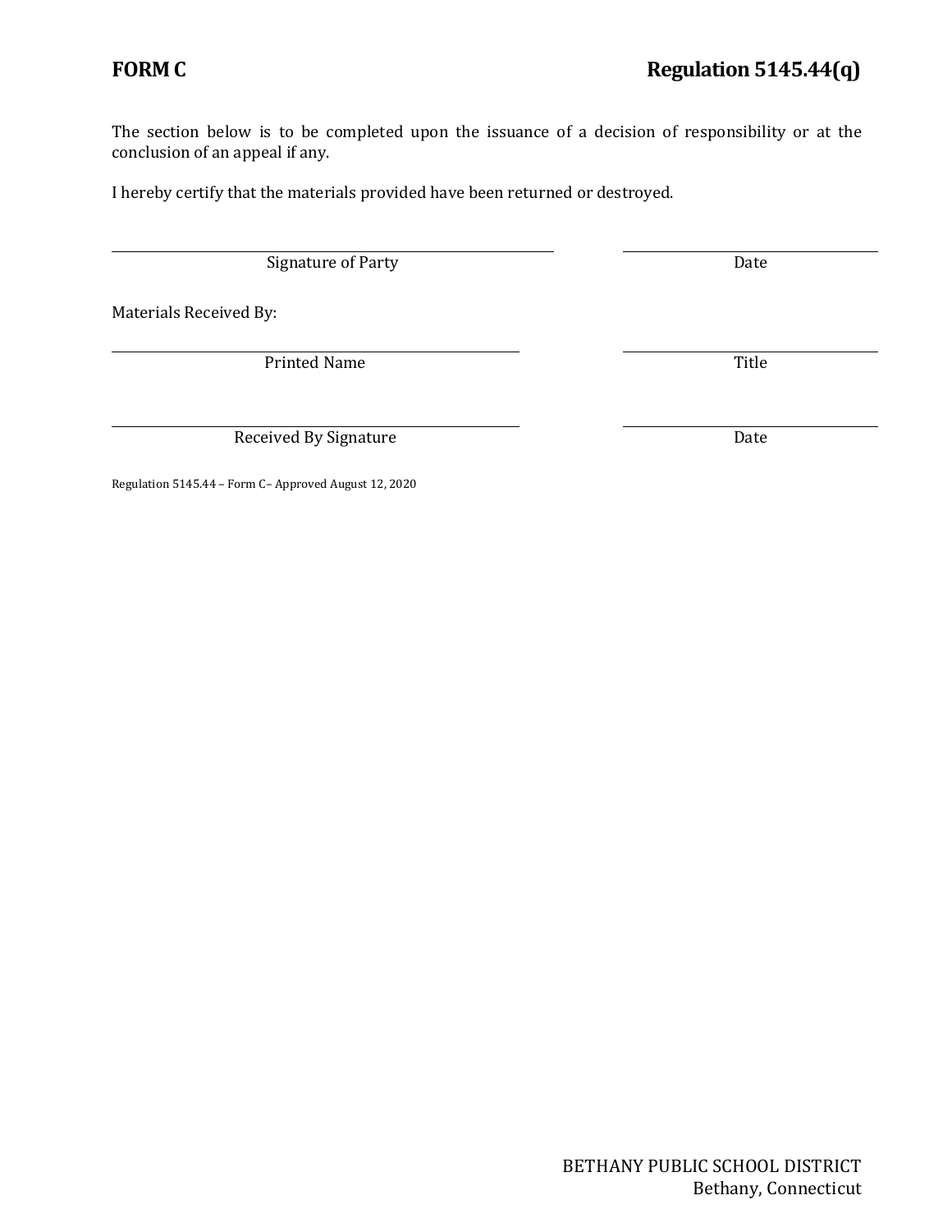**FORM C** **Regulation 5145.44(q)**

The section below is to be completed upon the issuance of a decision of responsibility or at the conclusion of an appeal if any.

I hereby certify that the materials provided have been returned or destroyed.

______________________________________________ ______________________
Signature of Party Date

Materials Received By:

______________________________________________ ______________________
Printed Name Title

______________________________________________ ______________________
Received By Signature Date

Regulation 5145.44 – Form C– Approved August 12, 2020

BETHANY PUBLIC SCHOOL DISTRICT
Bethany, Connecticut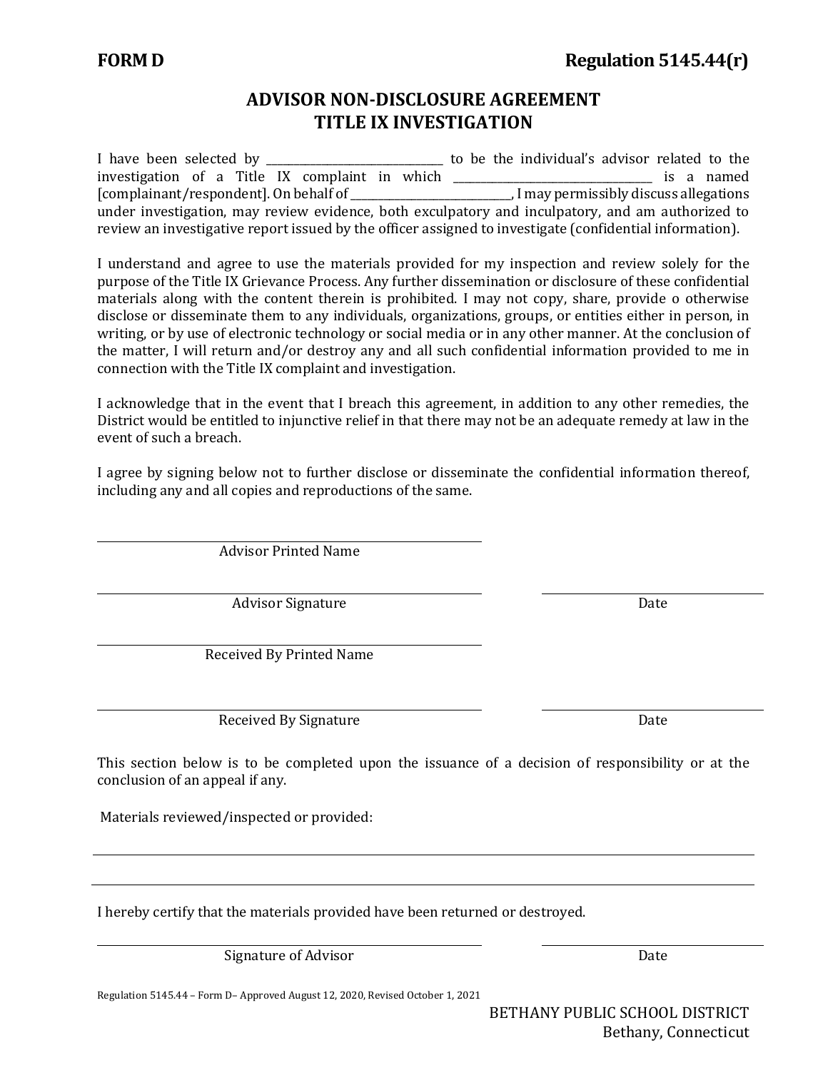**FORM D** **Regulation 5145.44(r)**

## ADVISOR NON-DISCLOSURE AGREEMENT
## TITLE IX INVESTIGATION

I have been selected by ______________________________ to be the individual's advisor related to the investigation of a Title IX complaint in which __________________________________ is a named [complainant/respondent]. On behalf of ____________________________, I may permissibly discuss allegations under investigation, may review evidence, both exculpatory and inculpatory, and am authorized to review an investigative report issued by the officer assigned to investigate (confidential information).

I understand and agree to use the materials provided for my inspection and review solely for the purpose of the Title IX Grievance Process. Any further dissemination or disclosure of these confidential materials along with the content therein is prohibited. I may not copy, share, provide o otherwise disclose or disseminate them to any individuals, organizations, groups, or entities either in person, in writing, or by use of electronic technology or social media or in any other manner. At the conclusion of the matter, I will return and/or destroy any and all such confidential information provided to me in connection with the Title IX complaint and investigation.

I acknowledge that in the event that I breach this agreement, in addition to any other remedies, the District would be entitled to injunctive relief in that there may not be an adequate remedy at law in the event of such a breach.

I agree by signing below not to further disclose or disseminate the confidential information thereof, including any and all copies and reproductions of the same.

______________________________
Advisor Printed Name

______________________________ ______________________________
Advisor Signature Date

______________________________
Received By Printed Name

______________________________ ______________________________
Received By Signature Date

This section below is to be completed upon the issuance of a decision of responsibility or at the conclusion of an appeal if any.

Materials reviewed/inspected or provided:

____________________________________________________________

____________________________________________________________

I hereby certify that the materials provided have been returned or destroyed.

______________________________ ______________________________
Signature of Advisor Date

Regulation 5145.44 – Form D– Approved August 12, 2020, Revised October 1, 2021

BETHANY PUBLIC SCHOOL DISTRICT
Bethany, Connecticut